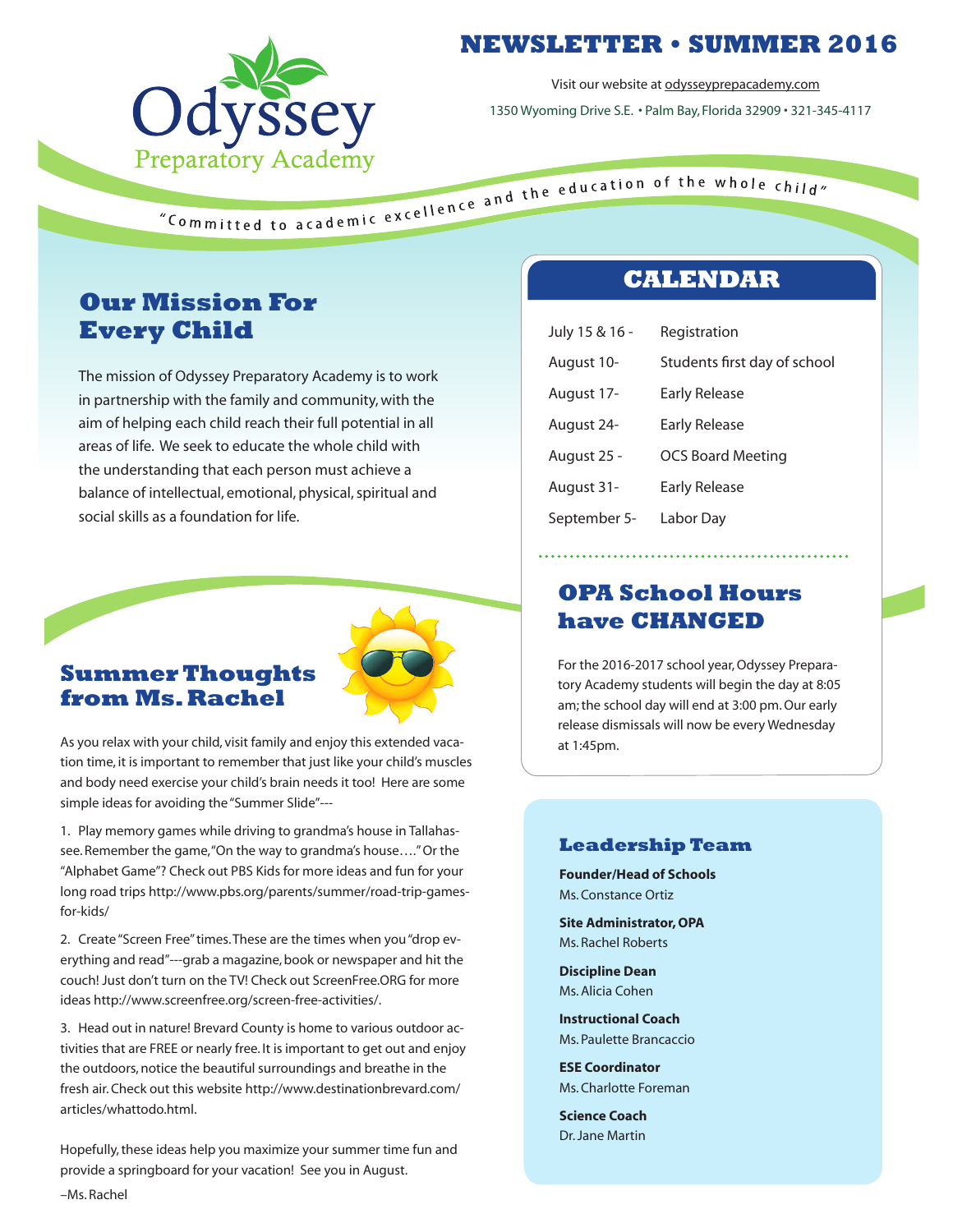# NEWSLETTER • SUMMER 2016

Odyssey Preparatory Academy

Visit our website at odysseyprepacademy.com

1350 Wyoming Drive S.E. • Palm Bay, Florida 32909 • 321-345-4117

*"Committed to academic excellence and the education of the whole child"*

## Our Mission For Every Child

The mission of Odyssey Preparatory Academy is to work in partnership with the family and community, with the aim of helping each child reach their full potential in all areas of life. We seek to educate the whole child with the understanding that each person must achieve a balance of intellectual, emotional, physical, spiritual and social skills as a foundation for life.

## Summer Thoughts from Ms. Rachel

As you relax with your child, visit family and enjoy this extended vacation time, it is important to remember that just like your child's muscles and body need exercise your child's brain needs it too! Here are some simple ideas for avoiding the "Summer Slide"---

1. Play memory games while driving to grandma's house in Tallahassee. Remember the game, "On the way to grandma's house…." Or the "Alphabet Game"? Check out PBS Kids for more ideas and fun for your long road trips http://www.pbs.org/parents/summer/road-trip-games-for-kids/

2. Create "Screen Free" times. These are the times when you "drop everything and read"---grab a magazine, book or newspaper and hit the couch! Just don't turn on the TV! Check out ScreenFree.ORG for more ideas http://www.screenfree.org/screen-free-activities/.

3. Head out in nature! Brevard County is home to various outdoor activities that are FREE or nearly free. It is important to get out and enjoy the outdoors, notice the beautiful surroundings and breathe in the fresh air. Check out this website http://www.destinationbrevard.com/articles/whattodo.html.

Hopefully, these ideas help you maximize your summer time fun and provide a springboard for your vacation! See you in August.

–Ms. Rachel

## CALENDAR

| | |
|---|---|
| July 15 & 16 - | Registration |
| August 10- | Students first day of school |
| August 17- | Early Release |
| August 24- | Early Release |
| August 25 - | OCS Board Meeting |
| August 31- | Early Release |
| September 5- | Labor Day |

## OPA School Hours have CHANGED

For the 2016-2017 school year, Odyssey Preparatory Academy students will begin the day at 8:05 am; the school day will end at 3:00 pm. Our early release dismissals will now be every Wednesday at 1:45pm.

### Leadership Team

**Founder/Head of Schools**
Ms. Constance Ortiz

**Site Administrator, OPA**
Ms. Rachel Roberts

**Discipline Dean**
Ms. Alicia Cohen

**Instructional Coach**
Ms. Paulette Brancaccio

**ESE Coordinator**
Ms. Charlotte Foreman

**Science Coach**
Dr. Jane Martin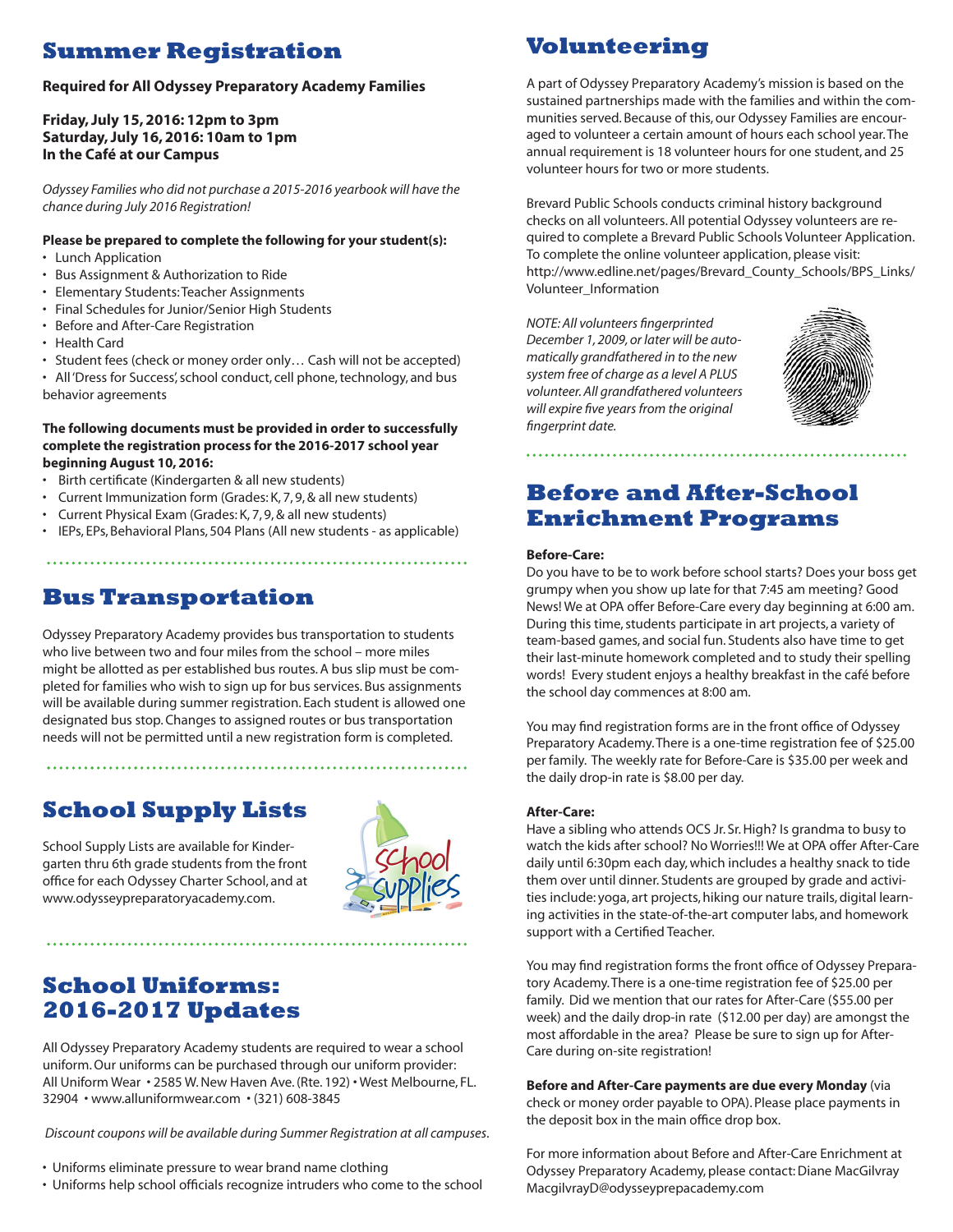## Summer Registration

**Required for All Odyssey Preparatory Academy Families**

**Friday, July 15, 2016: 12pm to 3pm**
**Saturday, July 16, 2016: 10am to 1pm**
**In the Café at our Campus**

*Odyssey Families who did not purchase a 2015-2016 yearbook will have the chance during July 2016 Registration!*

**Please be prepared to complete the following for your student(s):**

- Lunch Application
- Bus Assignment & Authorization to Ride
- Elementary Students: Teacher Assignments
- Final Schedules for Junior/Senior High Students
- Before and After-Care Registration
- Health Card
- Student fees (check or money order only… Cash will not be accepted)
- All 'Dress for Success', school conduct, cell phone, technology, and bus behavior agreements

**The following documents must be provided in order to successfully complete the registration process for the 2016-2017 school year beginning August 10, 2016:**

- Birth certificate (Kindergarten & all new students)
- Current Immunization form (Grades: K, 7, 9, & all new students)
- Current Physical Exam (Grades: K, 7, 9, & all new students)
- IEPs, EPs, Behavioral Plans, 504 Plans (All new students - as applicable)

## Bus Transportation

Odyssey Preparatory Academy provides bus transportation to students who live between two and four miles from the school – more miles might be allotted as per established bus routes. A bus slip must be completed for families who wish to sign up for bus services. Bus assignments will be available during summer registration. Each student is allowed one designated bus stop. Changes to assigned routes or bus transportation needs will not be permitted until a new registration form is completed.

## School Supply Lists

School Supply Lists are available for Kindergarten thru 6th grade students from the front office for each Odyssey Charter School, and at www.odysseypreparatoryacademy.com.

## School Uniforms: 2016-2017 Updates

All Odyssey Preparatory Academy students are required to wear a school uniform. Our uniforms can be purchased through our uniform provider: All Uniform Wear • 2585 W. New Haven Ave. (Rte. 192) • West Melbourne, FL. 32904 • www.alluniformwear.com • (321) 608-3845

*Discount coupons will be available during Summer Registration at all campuses.*

- Uniforms eliminate pressure to wear brand name clothing
- Uniforms help school officials recognize intruders who come to the school

## Volunteering

A part of Odyssey Preparatory Academy's mission is based on the sustained partnerships made with the families and within the communities served. Because of this, our Odyssey Families are encouraged to volunteer a certain amount of hours each school year. The annual requirement is 18 volunteer hours for one student, and 25 volunteer hours for two or more students.

Brevard Public Schools conducts criminal history background checks on all volunteers. All potential Odyssey volunteers are required to complete a Brevard Public Schools Volunteer Application. To complete the online volunteer application, please visit: http://www.edline.net/pages/Brevard_County_Schools/BPS_Links/Volunteer_Information

*NOTE: All volunteers fingerprinted December 1, 2009, or later will be automatically grandfathered in to the new system free of charge as a level A PLUS volunteer. All grandfathered volunteers will expire five years from the original fingerprint date.*

## Before and After-School Enrichment Programs

**Before-Care:**
Do you have to be to work before school starts? Does your boss get grumpy when you show up late for that 7:45 am meeting? Good News! We at OPA offer Before-Care every day beginning at 6:00 am. During this time, students participate in art projects, a variety of team-based games, and social fun. Students also have time to get their last-minute homework completed and to study their spelling words! Every student enjoys a healthy breakfast in the café before the school day commences at 8:00 am.

You may find registration forms are in the front office of Odyssey Preparatory Academy. There is a one-time registration fee of $25.00 per family. The weekly rate for Before-Care is $35.00 per week and the daily drop-in rate is $8.00 per day.

**After-Care:**
Have a sibling who attends OCS Jr. Sr. High? Is grandma to busy to watch the kids after school? No Worries!!! We at OPA offer After-Care daily until 6:30pm each day, which includes a healthy snack to tide them over until dinner. Students are grouped by grade and activities include: yoga, art projects, hiking our nature trails, digital learning activities in the state-of-the-art computer labs, and homework support with a Certified Teacher.

You may find registration forms the front office of Odyssey Preparatory Academy. There is a one-time registration fee of $25.00 per family. Did we mention that our rates for After-Care ($55.00 per week) and the daily drop-in rate ($12.00 per day) are amongst the most affordable in the area? Please be sure to sign up for After-Care during on-site registration!

**Before and After-Care payments are due every Monday** (via check or money order payable to OPA). Please place payments in the deposit box in the main office drop box.

For more information about Before and After-Care Enrichment at Odyssey Preparatory Academy, please contact: Diane MacGilvray MacgilvrayD@odysseyprepacademy.com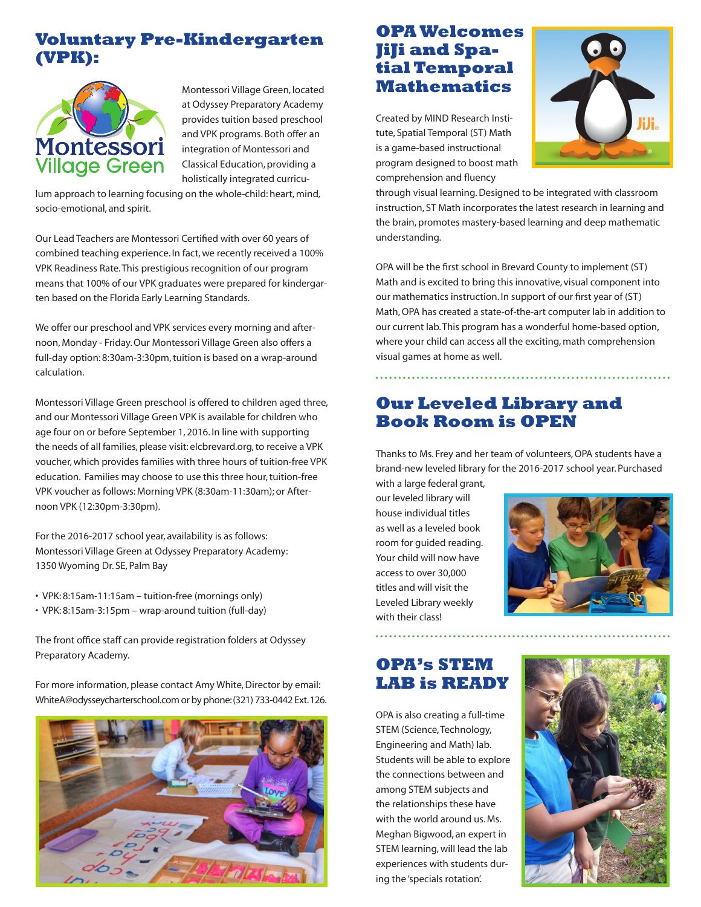## Voluntary Pre-Kindergarten (VPK):

Montessori Village Green, located at Odyssey Preparatory Academy provides tuition based preschool and VPK programs. Both offer an integration of Montessori and Classical Education, providing a holistically integrated curriculum approach to learning focusing on the whole-child: heart, mind, socio-emotional, and spirit.

Our Lead Teachers are Montessori Certified with over 60 years of combined teaching experience. In fact, we recently received a 100% VPK Readiness Rate. This prestigious recognition of our program means that 100% of our VPK graduates were prepared for kindergarten based on the Florida Early Learning Standards.

We offer our preschool and VPK services every morning and afternoon, Monday - Friday. Our Montessori Village Green also offers a full-day option: 8:30am-3:30pm, tuition is based on a wrap-around calculation.

Montessori Village Green preschool is offered to children aged three, and our Montessori Village Green VPK is available for children who age four on or before September 1, 2016. In line with supporting the needs of all families, please visit: elcbrevard.org, to receive a VPK voucher, which provides families with three hours of tuition-free VPK education. Families may choose to use this three hour, tuition-free VPK voucher as follows: Morning VPK (8:30am-11:30am); or Afternoon VPK (12:30pm-3:30pm).

For the 2016-2017 school year, availability is as follows:
Montessori Village Green at Odyssey Preparatory Academy:
1350 Wyoming Dr. SE, Palm Bay

- VPK: 8:15am-11:15am – tuition-free (mornings only)
- VPK: 8:15am-3:15pm – wrap-around tuition (full-day)

The front office staff can provide registration folders at Odyssey Preparatory Academy.

For more information, please contact Amy White, Director by email: WhiteA@odysseycharterschool.com or by phone: (321) 733-0442 Ext. 126.

## OPA Welcomes JiJi and Spatial Temporal Mathematics

Created by MIND Research Institute, Spatial Temporal (ST) Math is a game-based instructional program designed to boost math comprehension and fluency through visual learning. Designed to be integrated with classroom instruction, ST Math incorporates the latest research in learning and the brain, promotes mastery-based learning and deep mathematic understanding.

OPA will be the first school in Brevard County to implement (ST) Math and is excited to bring this innovative, visual component into our mathematics instruction. In support of our first year of (ST) Math, OPA has created a state-of-the-art computer lab in addition to our current lab. This program has a wonderful home-based option, where your child can access all the exciting, math comprehension visual games at home as well.

## Our Leveled Library and Book Room is OPEN

Thanks to Ms. Frey and her team of volunteers, OPA students have a brand-new leveled library for the 2016-2017 school year. Purchased with a large federal grant, our leveled library will house individual titles as well as a leveled book room for guided reading. Your child will now have access to over 30,000 titles and will visit the Leveled Library weekly with their class!

## OPA's STEM LAB is READY

OPA is also creating a full-time STEM (Science, Technology, Engineering and Math) lab. Students will be able to explore the connections between and among STEM subjects and the relationships these have with the world around us. Ms. Meghan Bigwood, an expert in STEM learning, will lead the lab experiences with students during the 'specials rotation'.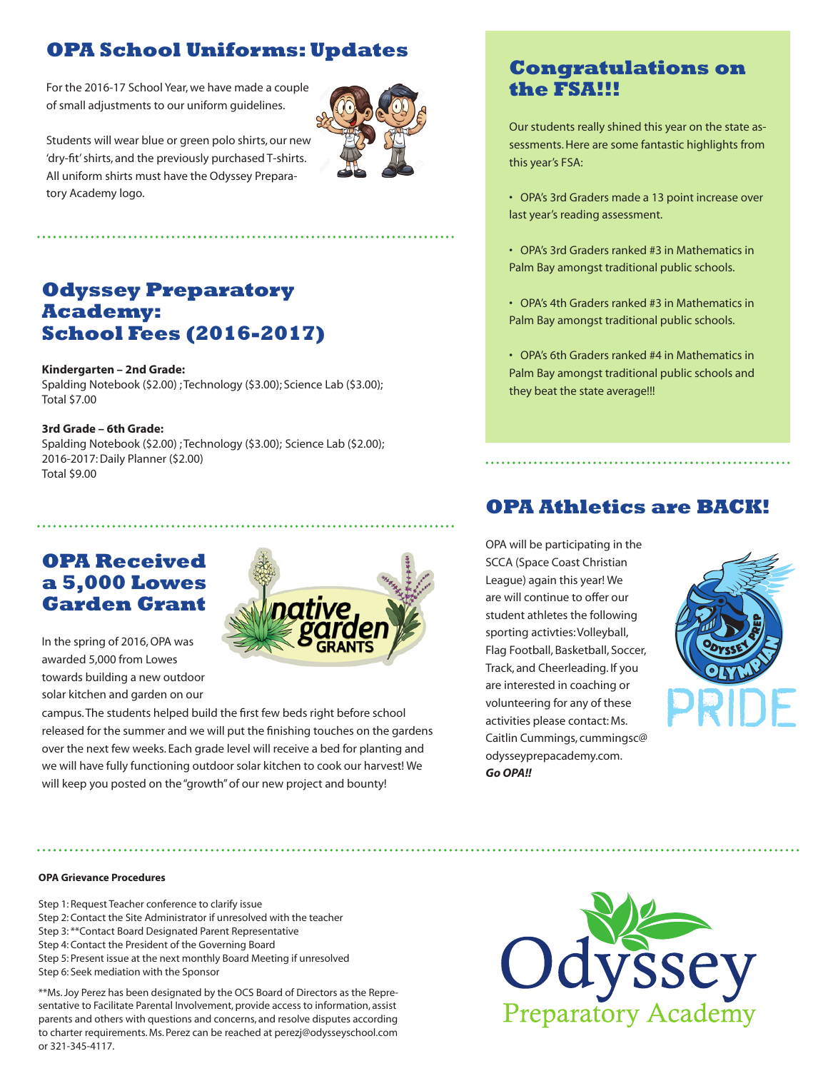## OPA School Uniforms: Updates

For the 2016-17 School Year, we have made a couple of small adjustments to our uniform guidelines.

Students will wear blue or green polo shirts, our new 'dry-fit' shirts, and the previously purchased T-shirts. All uniform shirts must have the Odyssey Preparatory Academy logo.

## Odyssey Preparatory Academy: School Fees (2016-2017)

**Kindergarten – 2nd Grade:**
Spalding Notebook ($2.00) ; Technology ($3.00); Science Lab ($3.00); Total $7.00

**3rd Grade – 6th Grade:**
Spalding Notebook ($2.00) ; Technology ($3.00); Science Lab ($2.00); 2016-2017: Daily Planner ($2.00)
Total $9.00

## OPA Received a 5,000 Lowes Garden Grant

native garden GRANTS

In the spring of 2016, OPA was awarded 5,000 from Lowes towards building a new outdoor solar kitchen and garden on our campus. The students helped build the first few beds right before school released for the summer and we will put the finishing touches on the gardens over the next few weeks. Each grade level will receive a bed for planting and we will have fully functioning outdoor solar kitchen to cook our harvest! We will keep you posted on the "growth" of our new project and bounty!

## Congratulations on the FSA!!!

Our students really shined this year on the state assessments. Here are some fantastic highlights from this year's FSA:

- OPA's 3rd Graders made a 13 point increase over last year's reading assessment.
- OPA's 3rd Graders ranked #3 in Mathematics in Palm Bay amongst traditional public schools.
- OPA's 4th Graders ranked #3 in Mathematics in Palm Bay amongst traditional public schools.
- OPA's 6th Graders ranked #4 in Mathematics in Palm Bay amongst traditional public schools and they beat the state average!!!

## OPA Athletics are BACK!

OPA will be participating in the SCCA (Space Coast Christian League) again this year! We are will continue to offer our student athletes the following sporting activties: Volleyball, Flag Football, Basketball, Soccer, Track, and Cheerleading. If you are interested in coaching or volunteering for any of these activities please contact: Ms. Caitlin Cummings, cummingsc@odysseyprepacademy.com. ***Go OPA!!***

ODYSSEY PREP OLYMPIAN PRIDE

**OPA Grievance Procedures**

Step 1: Request Teacher conference to clarify issue
Step 2: Contact the Site Administrator if unresolved with the teacher
Step 3: **Contact Board Designated Parent Representative
Step 4: Contact the President of the Governing Board
Step 5: Present issue at the next monthly Board Meeting if unresolved
Step 6: Seek mediation with the Sponsor

**Ms. Joy Perez has been designated by the OCS Board of Directors as the Representative to Facilitate Parental Involvement, provide access to information, assist parents and others with questions and concerns, and resolve disputes according to charter requirements. Ms. Perez can be reached at perezj@odysseyschool.com or 321-345-4117.

Odyssey Preparatory Academy